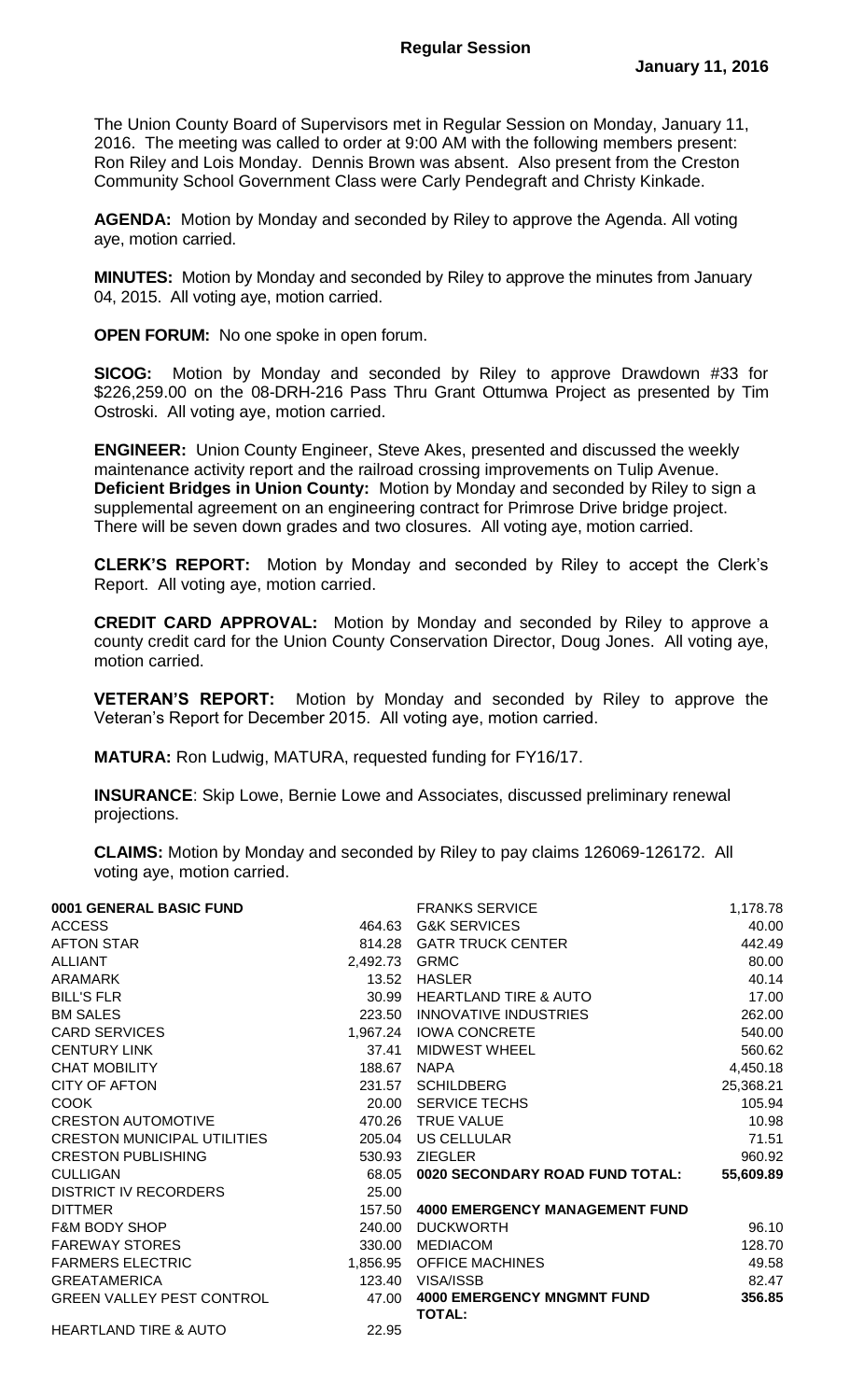# Regular Session

**January 11, 2016**

The Union County Board of Supervisors met in Regular Session on Monday, January 11, 2016. The meeting was called to order at 9:00 AM with the following members present: Ron Riley and Lois Monday. Dennis Brown was absent. Also present from the Creston Community School Government Class were Carly Pendegraft and Christy Kinkade.

**AGENDA:** Motion by Monday and seconded by Riley to approve the Agenda. All voting aye, motion carried.

**MINUTES:** Motion by Monday and seconded by Riley to approve the minutes from January 04, 2015. All voting aye, motion carried.

**OPEN FORUM:** No one spoke in open forum.

**SICOG:** Motion by Monday and seconded by Riley to approve Drawdown #33 for $226,259.00 on the 08-DRH-216 Pass Thru Grant Ottumwa Project as presented by Tim Ostroski. All voting aye, motion carried.

**ENGINEER:** Union County Engineer, Steve Akes, presented and discussed the weekly maintenance activity report and the railroad crossing improvements on Tulip Avenue.
**Deficient Bridges in Union County:** Motion by Monday and seconded by Riley to sign a supplemental agreement on an engineering contract for Primrose Drive bridge project. There will be seven down grades and two closures. All voting aye, motion carried.

**CLERK'S REPORT:** Motion by Monday and seconded by Riley to accept the Clerk's Report. All voting aye, motion carried.

**CREDIT CARD APPROVAL:** Motion by Monday and seconded by Riley to approve a county credit card for the Union County Conservation Director, Doug Jones. All voting aye, motion carried.

**VETERAN'S REPORT:** Motion by Monday and seconded by Riley to approve the Veteran's Report for December 2015. All voting aye, motion carried.

**MATURA:** Ron Ludwig, MATURA, requested funding for FY16/17.

**INSURANCE**: Skip Lowe, Bernie Lowe and Associates, discussed preliminary renewal projections.

**CLAIMS:** Motion by Monday and seconded by Riley to pay claims 126069-126172. All voting aye, motion carried.

| **0001 GENERAL BASIC FUND** | |
|---|---|
| ACCESS | 464.63 |
| AFTON STAR | 814.28 |
| ALLIANT | 2,492.73 |
| ARAMARK | 13.52 |
| BILL'S FLR | 30.99 |
| BM SALES | 223.50 |
| CARD SERVICES | 1,967.24 |
| CENTURY LINK | 37.41 |
| CHAT MOBILITY | 188.67 |
| CITY OF AFTON | 231.57 |
| COOK | 20.00 |
| CRESTON AUTOMOTIVE | 470.26 |
| CRESTON MUNICIPAL UTILITIES | 205.04 |
| CRESTON PUBLISHING | 530.93 |
| CULLIGAN | 68.05 |
| DISTRICT IV RECORDERS | 25.00 |
| DITTMER | 157.50 |
| F&M BODY SHOP | 240.00 |
| FAREWAY STORES | 330.00 |
| FARMERS ELECTRIC | 1,856.95 |
| GREATAMERICA | 123.40 |
| GREEN VALLEY PEST CONTROL | 47.00 |
| HEARTLAND TIRE & AUTO | 22.95 |

| | |
|---|---|
| FRANKS SERVICE | 1,178.78 |
| G&K SERVICES | 40.00 |
| GATR TRUCK CENTER | 442.49 |
| GRMC | 80.00 |
| HASLER | 40.14 |
| HEARTLAND TIRE & AUTO | 17.00 |
| INNOVATIVE INDUSTRIES | 262.00 |
| IOWA CONCRETE | 540.00 |
| MIDWEST WHEEL | 560.62 |
| NAPA | 4,450.18 |
| SCHILDBERG | 25,368.21 |
| SERVICE TECHS | 105.94 |
| TRUE VALUE | 10.98 |
| US CELLULAR | 71.51 |
| ZIEGLER | 960.92 |
| **0020 SECONDARY ROAD FUND TOTAL:** | **55,609.89** |

| **4000 EMERGENCY MANAGEMENT FUND** | |
|---|---|
| DUCKWORTH | 96.10 |
| MEDIACOM | 128.70 |
| OFFICE MACHINES | 49.58 |
| VISA/ISSB | 82.47 |
| **4000 EMERGENCY MNGMNT FUND TOTAL:** | **356.85** |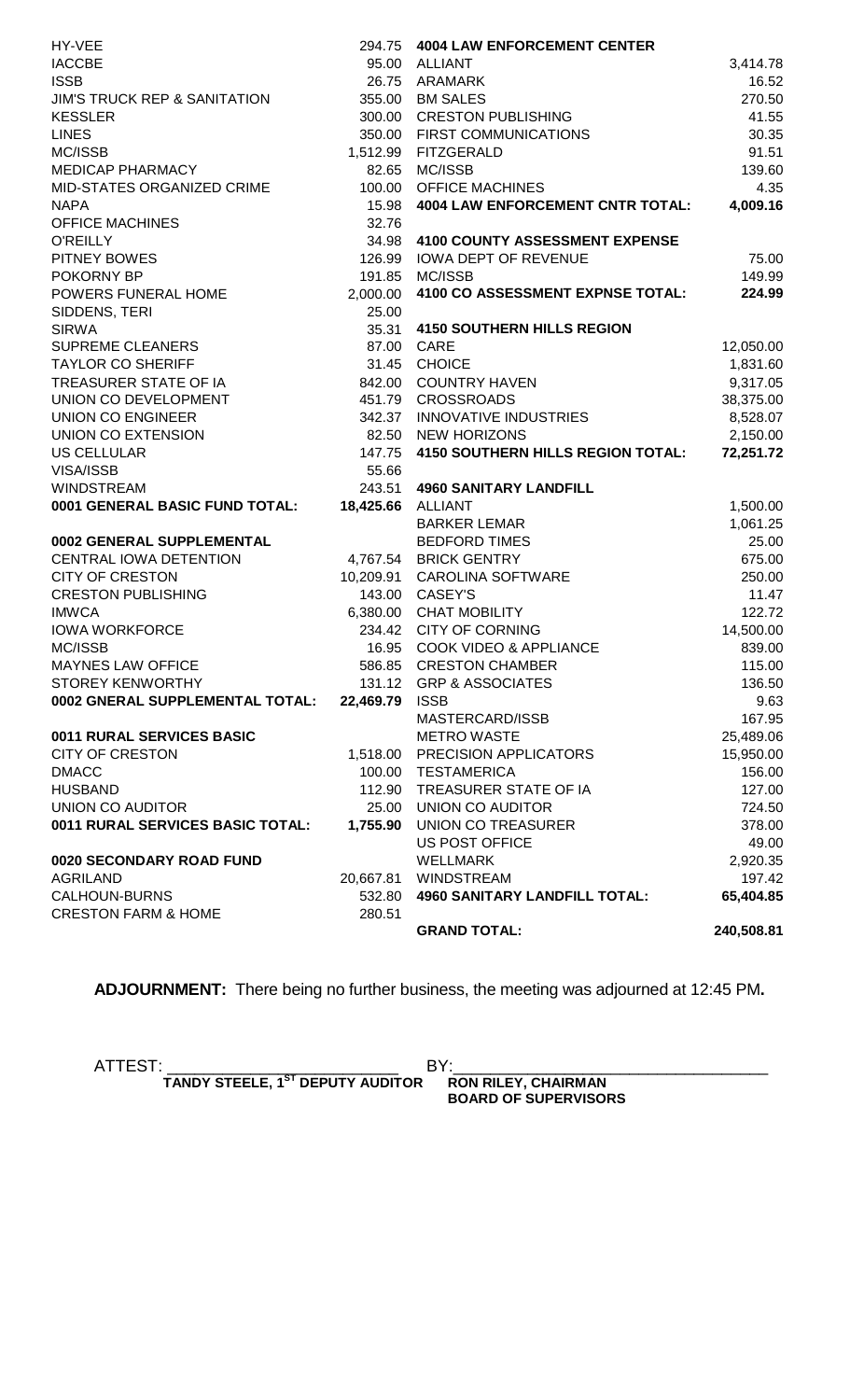| | |
|---|---|
| HY-VEE | 294.75 |
| IACCBE | 95.00 |
| ISSB | 26.75 |
| JIM'S TRUCK REP & SANITATION | 355.00 |
| KESSLER | 300.00 |
| LINES | 350.00 |
| MC/ISSB | 1,512.99 |
| MEDICAP PHARMACY | 82.65 |
| MID-STATES ORGANIZED CRIME | 100.00 |
| NAPA | 15.98 |
| OFFICE MACHINES | 32.76 |
| O'REILLY | 34.98 |
| PITNEY BOWES | 126.99 |
| POKORNY BP | 191.85 |
| POWERS FUNERAL HOME | 2,000.00 |
| SIDDENS, TERI | 25.00 |
| SIRWA | 35.31 |
| SUPREME CLEANERS | 87.00 |
| TAYLOR CO SHERIFF | 31.45 |
| TREASURER STATE OF IA | 842.00 |
| UNION CO DEVELOPMENT | 451.79 |
| UNION CO ENGINEER | 342.37 |
| UNION CO EXTENSION | 82.50 |
| US CELLULAR | 147.75 |
| VISA/ISSB | 55.66 |
| WINDSTREAM | 243.51 |
| **0001 GENERAL BASIC FUND TOTAL:** | **18,425.66** |
| | |
| **0002 GENERAL SUPPLEMENTAL** | |
| CENTRAL IOWA DETENTION | 4,767.54 |
| CITY OF CRESTON | 10,209.91 |
| CRESTON PUBLISHING | 143.00 |
| IMWCA | 6,380.00 |
| IOWA WORKFORCE | 234.42 |
| MC/ISSB | 16.95 |
| MAYNES LAW OFFICE | 586.85 |
| STOREY KENWORTHY | 131.12 |
| **0002 GNERAL SUPPLEMENTAL TOTAL:** | **22,469.79** |
| | |
| **0011 RURAL SERVICES BASIC** | |
| CITY OF CRESTON | 1,518.00 |
| DMACC | 100.00 |
| HUSBAND | 112.90 |
| UNION CO AUDITOR | 25.00 |
| **0011 RURAL SERVICES BASIC TOTAL:** | **1,755.90** |
| | |
| **0020 SECONDARY ROAD FUND** | |
| AGRILAND | 20,667.81 |
| CALHOUN-BURNS | 532.80 |
| CRESTON FARM & HOME | 280.51 |
| **4004 LAW ENFORCEMENT CENTER** | |
| ALLIANT | 3,414.78 |
| ARAMARK | 16.52 |
| BM SALES | 270.50 |
| CRESTON PUBLISHING | 41.55 |
| FIRST COMMUNICATIONS | 30.35 |
| FITZGERALD | 91.51 |
| MC/ISSB | 139.60 |
| OFFICE MACHINES | 4.35 |
| **4004 LAW ENFORCEMENT CNTR TOTAL:** | **4,009.16** |
| | |
| **4100 COUNTY ASSESSMENT EXPENSE** | |
| IOWA DEPT OF REVENUE | 75.00 |
| MC/ISSB | 149.99 |
| **4100 CO ASSESSMENT EXPNSE TOTAL:** | **224.99** |
| | |
| **4150 SOUTHERN HILLS REGION** | |
| CARE | 12,050.00 |
| CHOICE | 1,831.60 |
| COUNTRY HAVEN | 9,317.05 |
| CROSSROADS | 38,375.00 |
| INNOVATIVE INDUSTRIES | 8,528.07 |
| NEW HORIZONS | 2,150.00 |
| **4150 SOUTHERN HILLS REGION TOTAL:** | **72,251.72** |
| | |
| **4960 SANITARY LANDFILL** | |
| ALLIANT | 1,500.00 |
| BARKER LEMAR | 1,061.25 |
| BEDFORD TIMES | 25.00 |
| BRICK GENTRY | 675.00 |
| CAROLINA SOFTWARE | 250.00 |
| CASEY'S | 11.47 |
| CHAT MOBILITY | 122.72 |
| CITY OF CORNING | 14,500.00 |
| COOK VIDEO & APPLIANCE | 839.00 |
| CRESTON CHAMBER | 115.00 |
| GRP & ASSOCIATES | 136.50 |
| ISSB | 9.63 |
| MASTERCARD/ISSB | 167.95 |
| METRO WASTE | 25,489.06 |
| PRECISION APPLICATORS | 15,950.00 |
| TESTAMERICA | 156.00 |
| TREASURER STATE OF IA | 127.00 |
| UNION CO AUDITOR | 724.50 |
| UNION CO TREASURER | 378.00 |
| US POST OFFICE | 49.00 |
| WELLMARK | 2,920.35 |
| WINDSTREAM | 197.42 |
| **4960 SANITARY LANDFILL TOTAL:** | **65,404.85** |
| | |
| **GRAND TOTAL:** | **240,508.81** |

**ADJOURNMENT:** There being no further business, the meeting was adjourned at 12:45 PM**.**

ATTEST: ____________________________ BY: ____________________________

**TANDY STEELE, 1ST DEPUTY AUDITOR**

**RON RILEY, CHAIRMAN**
**BOARD OF SUPERVISORS**